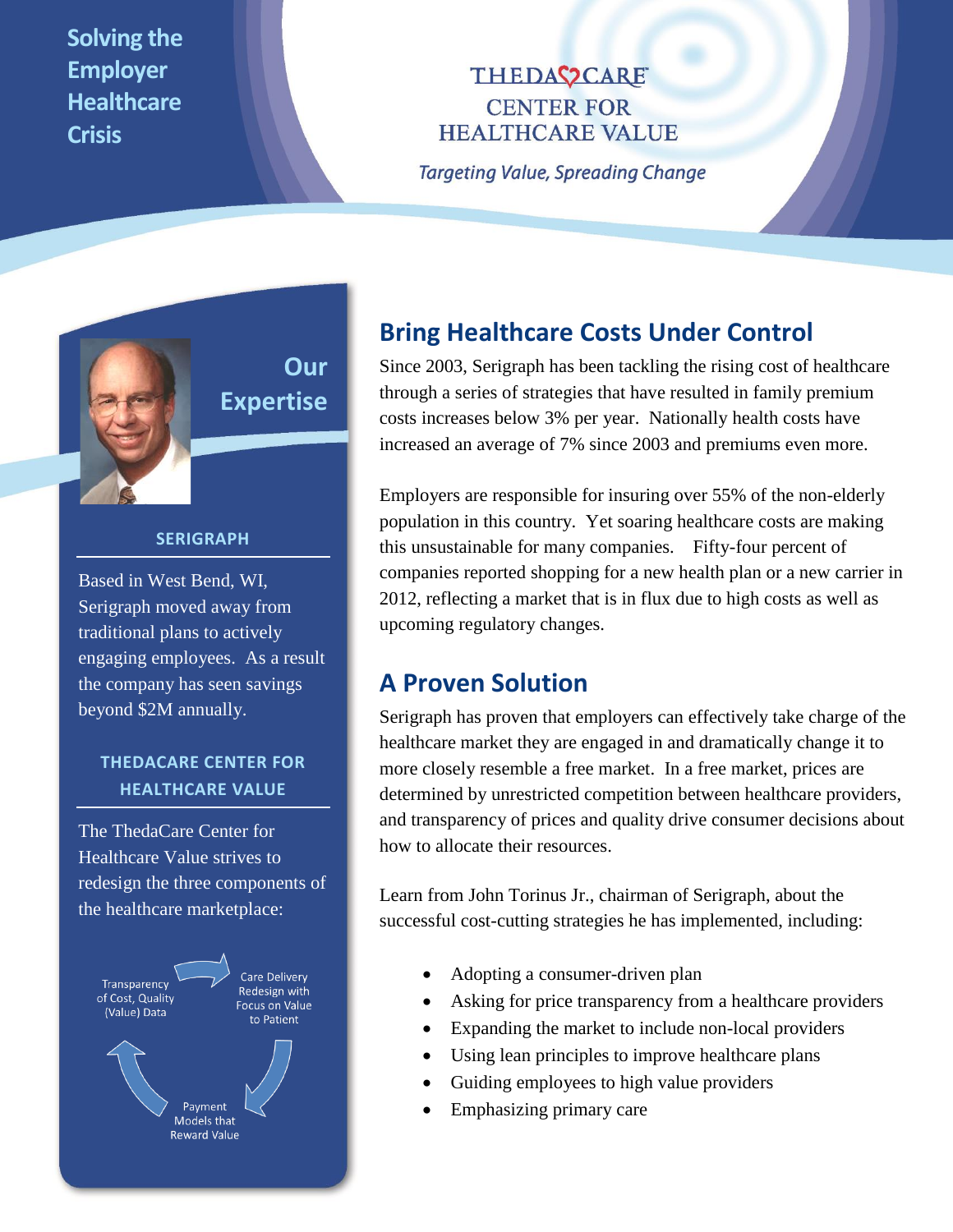# Solving the Employer Healthcare Crisis

THEDACARE
CENTER FOR HEALTHCARE VALUE

*Targeting Value, Spreading Change*

## Bring Healthcare Costs Under Control

Since 2003, Serigraph has been tackling the rising cost of healthcare through a series of strategies that have resulted in family premium costs increases below 3% per year. Nationally health costs have increased an average of 7% since 2003 and premiums even more.

Employers are responsible for insuring over 55% of the non-elderly population in this country. Yet soaring healthcare costs are making this unsustainable for many companies. Fifty-four percent of companies reported shopping for a new health plan or a new carrier in 2012, reflecting a market that is in flux due to high costs as well as upcoming regulatory changes.

## A Proven Solution

Serigraph has proven that employers can effectively take charge of the healthcare market they are engaged in and dramatically change it to more closely resemble a free market. In a free market, prices are determined by unrestricted competition between healthcare providers, and transparency of prices and quality drive consumer decisions about how to allocate their resources.

Learn from John Torinus Jr., chairman of Serigraph, about the successful cost-cutting strategies he has implemented, including:

- Adopting a consumer-driven plan
- Asking for price transparency from a healthcare providers
- Expanding the market to include non-local providers
- Using lean principles to improve healthcare plans
- Guiding employees to high value providers
- Emphasizing primary care

## Our Expertise

### SERIGRAPH

Based in West Bend, WI, Serigraph moved away from traditional plans to actively engaging employees. As a result the company has seen savings beyond $2M annually.

### THEDACARE CENTER FOR HEALTHCARE VALUE

The ThedaCare Center for Healthcare Value strives to redesign the three components of the healthcare marketplace:

- Transparency of Cost, Quality (Value) Data
- Care Delivery Redesign with Focus on Value to Patient
- Payment Models that Reward Value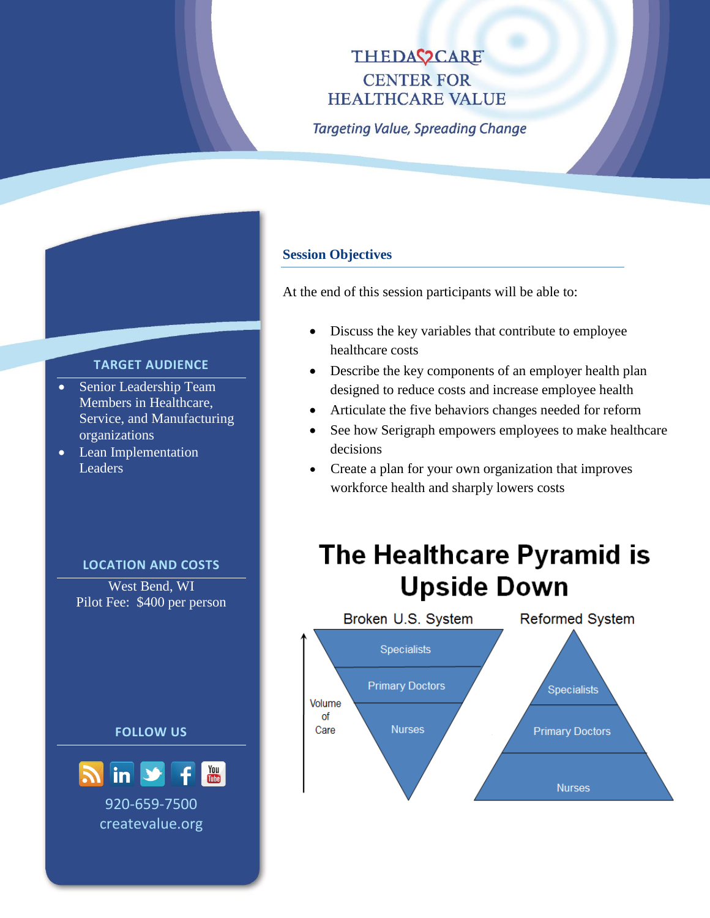THEDACARE

CENTER FOR HEALTHCARE VALUE

*Targeting Value, Spreading Change*

## TARGET AUDIENCE

- Senior Leadership Team Members in Healthcare, Service, and Manufacturing organizations
- Lean Implementation Leaders

## LOCATION AND COSTS

West Bend, WI
Pilot Fee: $400 per person

## FOLLOW US

920-659-7500
createvalue.org

## Session Objectives

At the end of this session participants will be able to:

- Discuss the key variables that contribute to employee healthcare costs
- Describe the key components of an employer health plan designed to reduce costs and increase employee health
- Articulate the five behaviors changes needed for reform
- See how Serigraph empowers employees to make healthcare decisions
- Create a plan for your own organization that improves workforce health and sharply lowers costs

## The Healthcare Pyramid is Upside Down

Broken U.S. System

Specialists

Primary Doctors

Nurses

Volume of Care

Reformed System

Specialists

Primary Doctors

Nurses